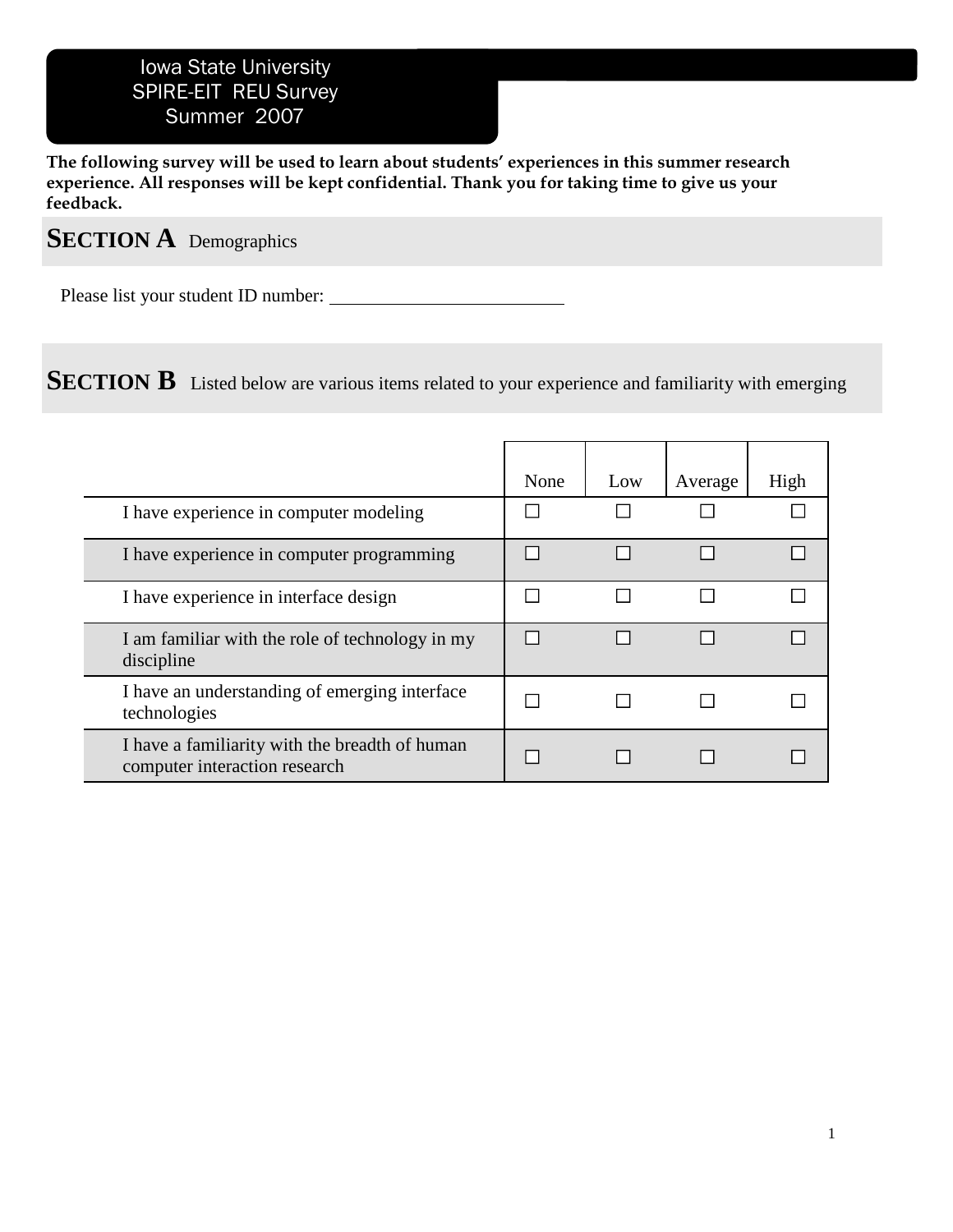Iowa State University
SPIRE-EIT REU Survey
Summer 2007

**The following survey will be used to learn about students' experiences in this summer research experience. All responses will be kept confidential. Thank you for taking time to give us your feedback.**

## SECTION A Demographics

Please list your student ID number: ______________________

## SECTION B Listed below are various items related to your experience and familiarity with emerging

| | None | Low | Average | High |
|---|---|---|---|---|
| I have experience in computer modeling | ☐ | ☐ | ☐ | ☐ |
| I have experience in computer programming | ☐ | ☐ | ☐ | ☐ |
| I have experience in interface design | ☐ | ☐ | ☐ | ☐ |
| I am familiar with the role of technology in my discipline | ☐ | ☐ | ☐ | ☐ |
| I have an understanding of emerging interface technologies | ☐ | ☐ | ☐ | ☐ |
| I have a familiarity with the breadth of human computer interaction research | ☐ | ☐ | ☐ | ☐ |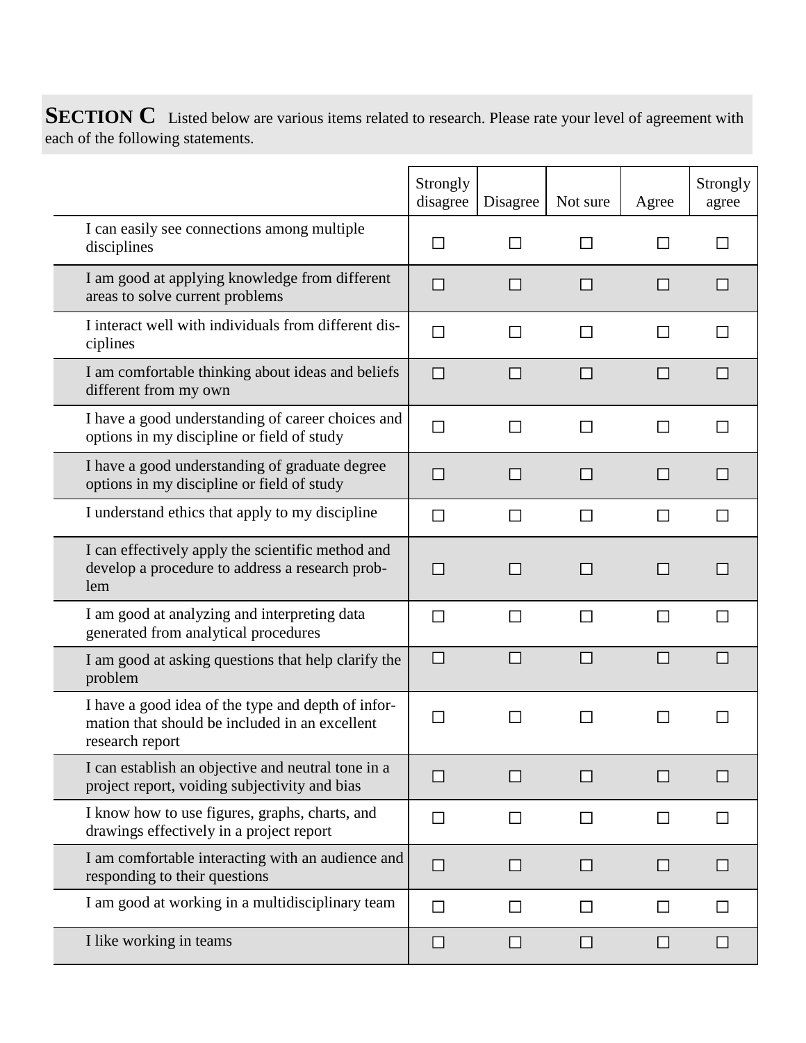**SECTION C** Listed below are various items related to research. Please rate your level of agreement with each of the following statements.

| | Strongly disagree | Disagree | Not sure | Agree | Strongly agree |
|---|---|---|---|---|---|
| I can easily see connections among multiple disciplines | ☐ | ☐ | ☐ | ☐ | ☐ |
| I am good at applying knowledge from different areas to solve current problems | ☐ | ☐ | ☐ | ☐ | ☐ |
| I interact well with individuals from different disciplines | ☐ | ☐ | ☐ | ☐ | ☐ |
| I am comfortable thinking about ideas and beliefs different from my own | ☐ | ☐ | ☐ | ☐ | ☐ |
| I have a good understanding of career choices and options in my discipline or field of study | ☐ | ☐ | ☐ | ☐ | ☐ |
| I have a good understanding of graduate degree options in my discipline or field of study | ☐ | ☐ | ☐ | ☐ | ☐ |
| I understand ethics that apply to my discipline | ☐ | ☐ | ☐ | ☐ | ☐ |
| I can effectively apply the scientific method and develop a procedure to address a research problem | ☐ | ☐ | ☐ | ☐ | ☐ |
| I am good at analyzing and interpreting data generated from analytical procedures | ☐ | ☐ | ☐ | ☐ | ☐ |
| I am good at asking questions that help clarify the problem | ☐ | ☐ | ☐ | ☐ | ☐ |
| I have a good idea of the type and depth of information that should be included in an excellent research report | ☐ | ☐ | ☐ | ☐ | ☐ |
| I can establish an objective and neutral tone in a project report, voiding subjectivity and bias | ☐ | ☐ | ☐ | ☐ | ☐ |
| I know how to use figures, graphs, charts, and drawings effectively in a project report | ☐ | ☐ | ☐ | ☐ | ☐ |
| I am comfortable interacting with an audience and responding to their questions | ☐ | ☐ | ☐ | ☐ | ☐ |
| I am good at working in a multidisciplinary team | ☐ | ☐ | ☐ | ☐ | ☐ |
| I like working in teams | ☐ | ☐ | ☐ | ☐ | ☐ |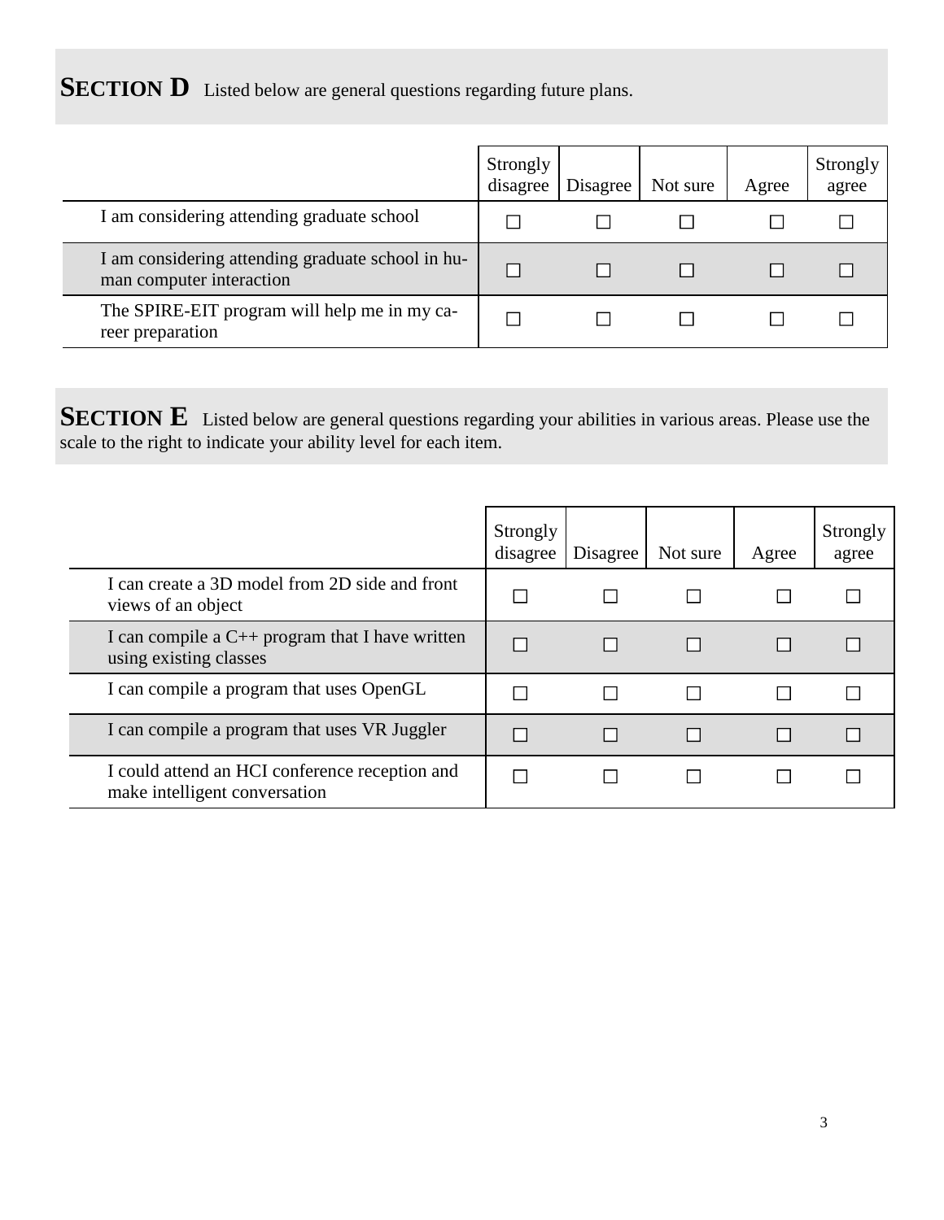## **SECTION D** Listed below are general questions regarding future plans.

| | Strongly disagree | Disagree | Not sure | Agree | Strongly agree |
|---|---|---|---|---|---|
| I am considering attending graduate school | ☐ | ☐ | ☐ | ☐ | ☐ |
| I am considering attending graduate school in human computer interaction | ☐ | ☐ | ☐ | ☐ | ☐ |
| The SPIRE-EIT program will help me in my career preparation | ☐ | ☐ | ☐ | ☐ | ☐ |

## **SECTION E** Listed below are general questions regarding your abilities in various areas. Please use the scale to the right to indicate your ability level for each item.

| | Strongly disagree | Disagree | Not sure | Agree | Strongly agree |
|---|---|---|---|---|---|
| I can create a 3D model from 2D side and front views of an object | ☐ | ☐ | ☐ | ☐ | ☐ |
| I can compile a C++ program that I have written using existing classes | ☐ | ☐ | ☐ | ☐ | ☐ |
| I can compile a program that uses OpenGL | ☐ | ☐ | ☐ | ☐ | ☐ |
| I can compile a program that uses VR Juggler | ☐ | ☐ | ☐ | ☐ | ☐ |
| I could attend an HCI conference reception and make intelligent conversation | ☐ | ☐ | ☐ | ☐ | ☐ |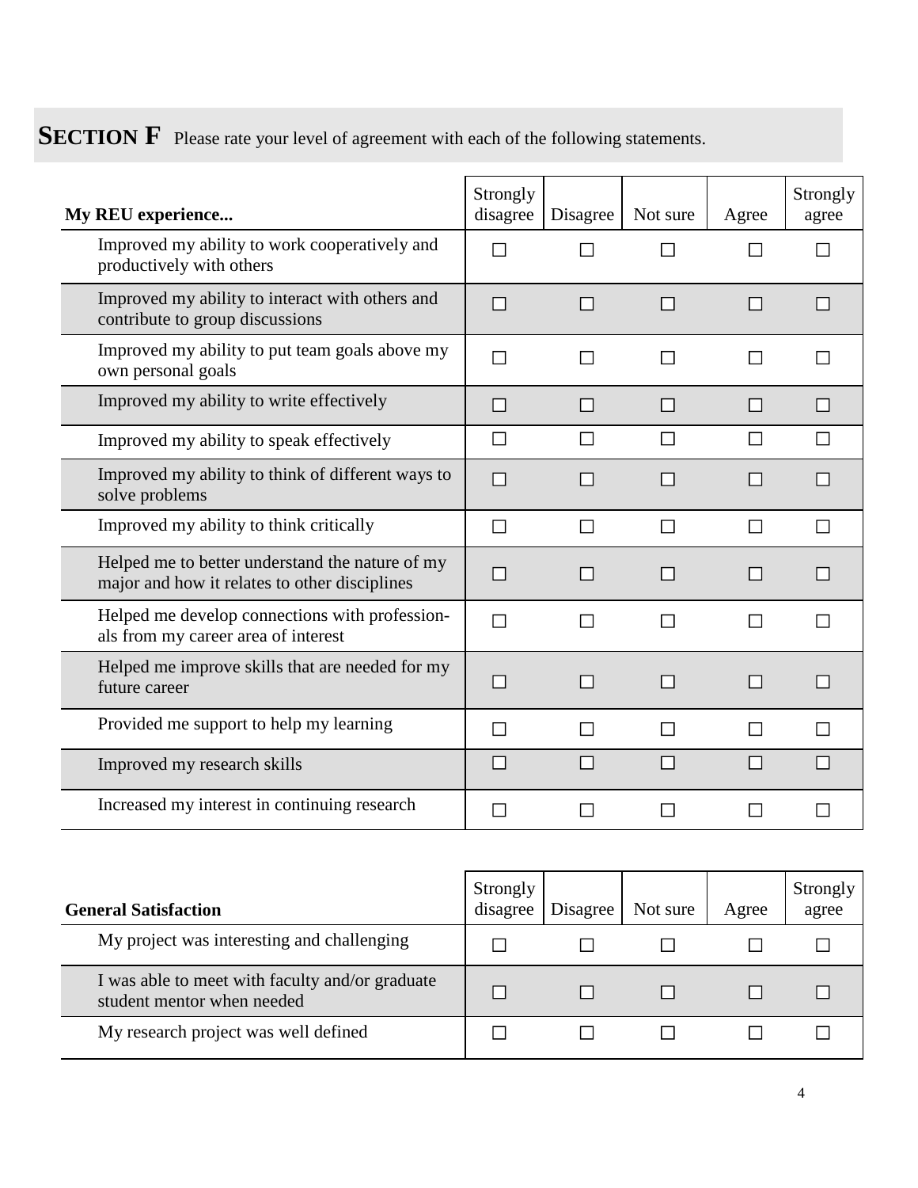## SECTION F Please rate your level of agreement with each of the following statements.

| My REU experience... | Strongly disagree | Disagree | Not sure | Agree | Strongly agree |
|---|---|---|---|---|---|
| Improved my ability to work cooperatively and productively with others | ☐ | ☐ | ☐ | ☐ | ☐ |
| Improved my ability to interact with others and contribute to group discussions | ☐ | ☐ | ☐ | ☐ | ☐ |
| Improved my ability to put team goals above my own personal goals | ☐ | ☐ | ☐ | ☐ | ☐ |
| Improved my ability to write effectively | ☐ | ☐ | ☐ | ☐ | ☐ |
| Improved my ability to speak effectively | ☐ | ☐ | ☐ | ☐ | ☐ |
| Improved my ability to think of different ways to solve problems | ☐ | ☐ | ☐ | ☐ | ☐ |
| Improved my ability to think critically | ☐ | ☐ | ☐ | ☐ | ☐ |
| Helped me to better understand the nature of my major and how it relates to other disciplines | ☐ | ☐ | ☐ | ☐ | ☐ |
| Helped me develop connections with professionals from my career area of interest | ☐ | ☐ | ☐ | ☐ | ☐ |
| Helped me improve skills that are needed for my future career | ☐ | ☐ | ☐ | ☐ | ☐ |
| Provided me support to help my learning | ☐ | ☐ | ☐ | ☐ | ☐ |
| Improved my research skills | ☐ | ☐ | ☐ | ☐ | ☐ |
| Increased my interest in continuing research | ☐ | ☐ | ☐ | ☐ | ☐ |

| General Satisfaction | Strongly disagree | Disagree | Not sure | Agree | Strongly agree |
|---|---|---|---|---|---|
| My project was interesting and challenging | ☐ | ☐ | ☐ | ☐ | ☐ |
| I was able to meet with faculty and/or graduate student mentor when needed | ☐ | ☐ | ☐ | ☐ | ☐ |
| My research project was well defined | ☐ | ☐ | ☐ | ☐ | ☐ |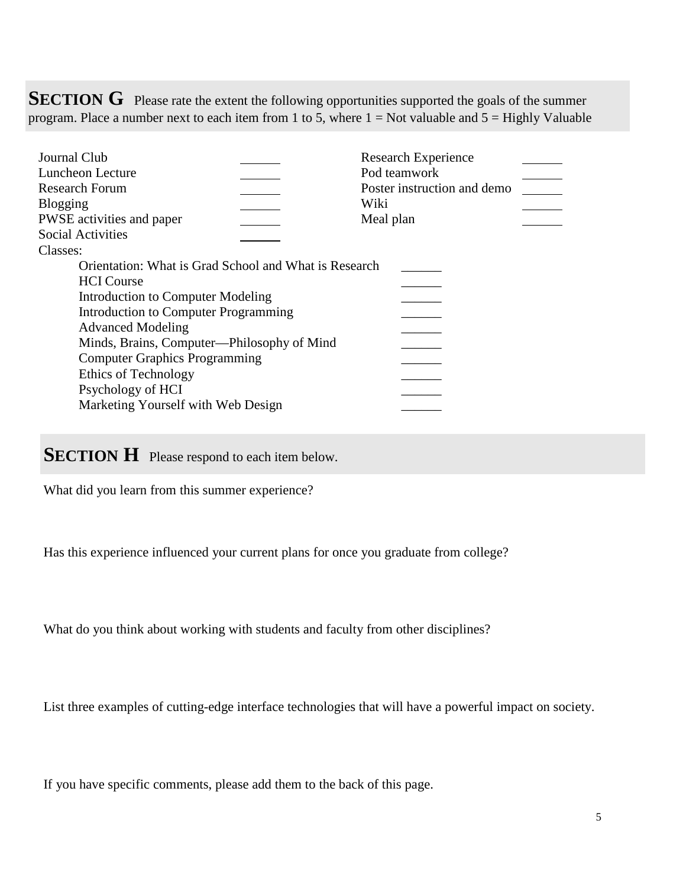## SECTION G Please rate the extent the following opportunities supported the goals of the summer program. Place a number next to each item from 1 to 5, where 1 = Not valuable and 5 = Highly Valuable

Journal Club ______

Luncheon Lecture ______

Research Forum ______

Blogging ______

PWSE activities and paper ______

Social Activities ______

Research Experience ______

Pod teamwork ______

Poster instruction and demo ______

Wiki ______

Meal plan ______

Classes:

- Orientation: What is Grad School and What is Research ______
- HCI Course ______
- Introduction to Computer Modeling ______
- Introduction to Computer Programming ______
- Advanced Modeling ______
- Minds, Brains, Computer—Philosophy of Mind ______
- Computer Graphics Programming ______
- Ethics of Technology ______
- Psychology of HCI ______
- Marketing Yourself with Web Design ______

## SECTION H Please respond to each item below.

What did you learn from this summer experience?

Has this experience influenced your current plans for once you graduate from college?

What do you think about working with students and faculty from other disciplines?

List three examples of cutting-edge interface technologies that will have a powerful impact on society.

If you have specific comments, please add them to the back of this page.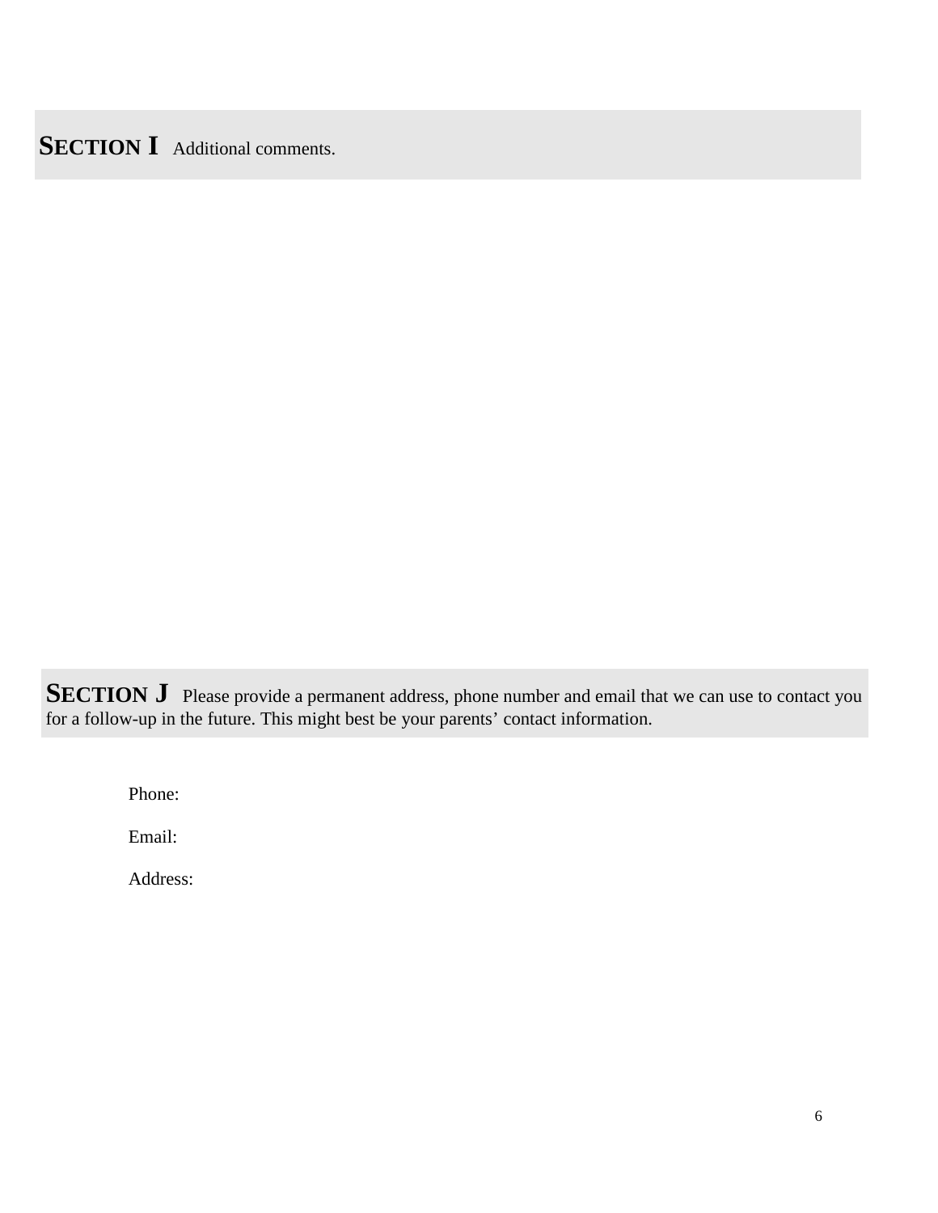**SECTION I** Additional comments.

**SECTION J** Please provide a permanent address, phone number and email that we can use to contact you for a follow-up in the future. This might best be your parents' contact information.

Phone:

Email:

Address: